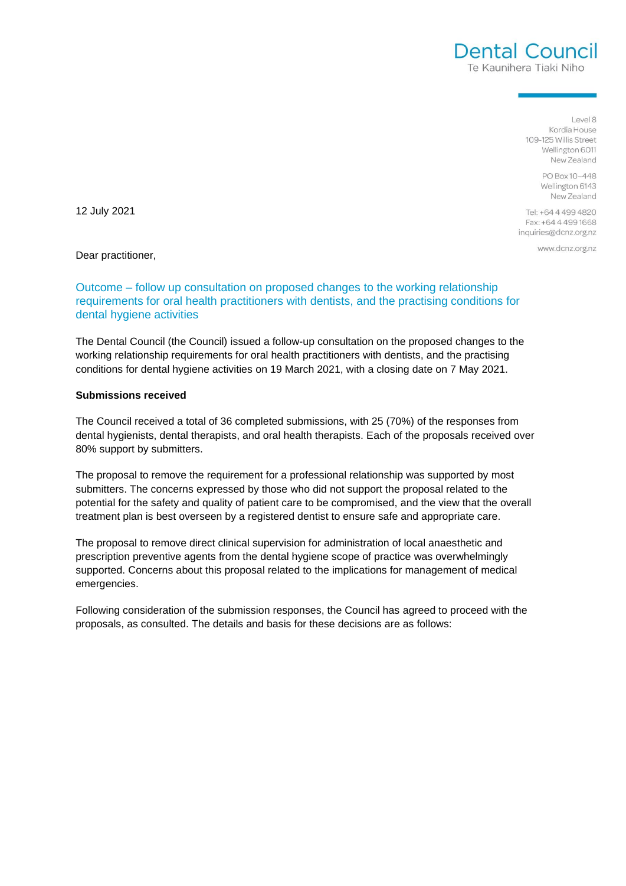**Dental Council**
Te Kaunihera Tiaki Niho

Level 8
Kordia House
109-125 Willis Street
Wellington 6011
New Zealand

PO Box 10-448
Wellington 6143
New Zealand

Tel: +64 4 499 4820
Fax: +64 4 499 1668
inquiries@dcnz.org.nz

www.dcnz.org.nz

12 July 2021

Dear practitioner,

## Outcome – follow up consultation on proposed changes to the working relationship requirements for oral health practitioners with dentists, and the practising conditions for dental hygiene activities

The Dental Council (the Council) issued a follow-up consultation on the proposed changes to the working relationship requirements for oral health practitioners with dentists, and the practising conditions for dental hygiene activities on 19 March 2021, with a closing date on 7 May 2021.

**Submissions received**

The Council received a total of 36 completed submissions, with 25 (70%) of the responses from dental hygienists, dental therapists, and oral health therapists. Each of the proposals received over 80% support by submitters.

The proposal to remove the requirement for a professional relationship was supported by most submitters. The concerns expressed by those who did not support the proposal related to the potential for the safety and quality of patient care to be compromised, and the view that the overall treatment plan is best overseen by a registered dentist to ensure safe and appropriate care.

The proposal to remove direct clinical supervision for administration of local anaesthetic and prescription preventive agents from the dental hygiene scope of practice was overwhelmingly supported. Concerns about this proposal related to the implications for management of medical emergencies.

Following consideration of the submission responses, the Council has agreed to proceed with the proposals, as consulted. The details and basis for these decisions are as follows: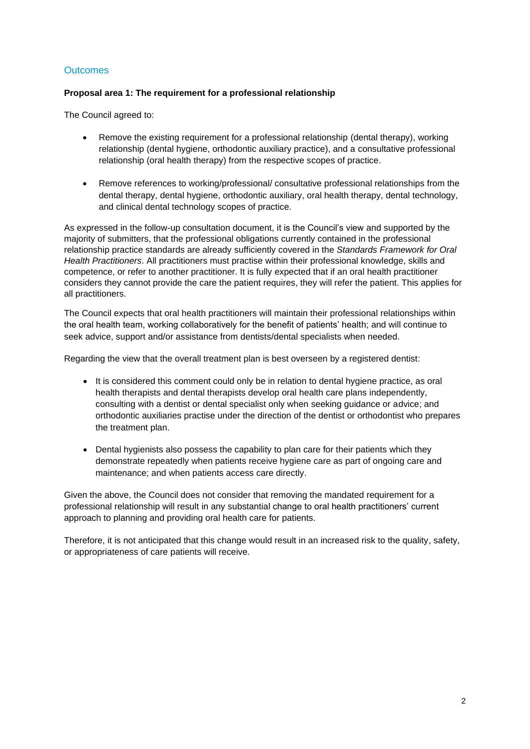## Outcomes

**Proposal area 1: The requirement for a professional relationship**

The Council agreed to:

- Remove the existing requirement for a professional relationship (dental therapy), working relationship (dental hygiene, orthodontic auxiliary practice), and a consultative professional relationship (oral health therapy) from the respective scopes of practice.

- Remove references to working/professional/ consultative professional relationships from the dental therapy, dental hygiene, orthodontic auxiliary, oral health therapy, dental technology, and clinical dental technology scopes of practice.

As expressed in the follow-up consultation document, it is the Council's view and supported by the majority of submitters, that the professional obligations currently contained in the professional relationship practice standards are already sufficiently covered in the *Standards Framework for Oral Health Practitioners*. All practitioners must practise within their professional knowledge, skills and competence, or refer to another practitioner. It is fully expected that if an oral health practitioner considers they cannot provide the care the patient requires, they will refer the patient. This applies for all practitioners.

The Council expects that oral health practitioners will maintain their professional relationships within the oral health team, working collaboratively for the benefit of patients' health; and will continue to seek advice, support and/or assistance from dentists/dental specialists when needed.

Regarding the view that the overall treatment plan is best overseen by a registered dentist:

- It is considered this comment could only be in relation to dental hygiene practice, as oral health therapists and dental therapists develop oral health care plans independently, consulting with a dentist or dental specialist only when seeking guidance or advice; and orthodontic auxiliaries practise under the direction of the dentist or orthodontist who prepares the treatment plan.

- Dental hygienists also possess the capability to plan care for their patients which they demonstrate repeatedly when patients receive hygiene care as part of ongoing care and maintenance; and when patients access care directly.

Given the above, the Council does not consider that removing the mandated requirement for a professional relationship will result in any substantial change to oral health practitioners' current approach to planning and providing oral health care for patients.

Therefore, it is not anticipated that this change would result in an increased risk to the quality, safety, or appropriateness of care patients will receive.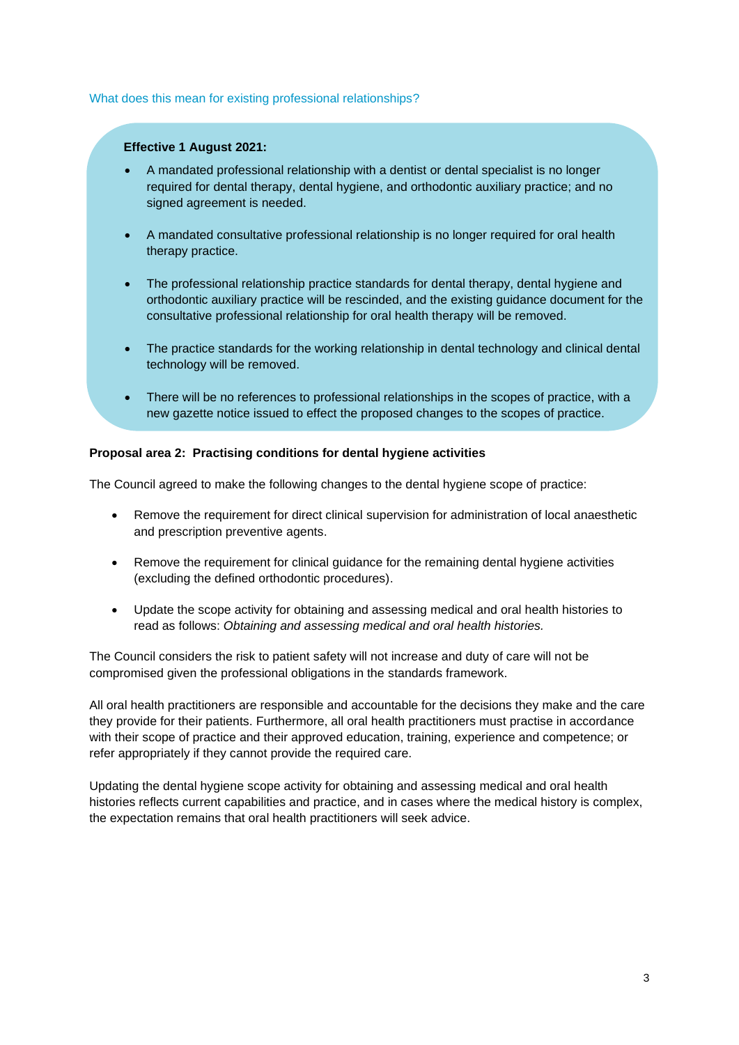### What does this mean for existing professional relationships?

**Effective 1 August 2021:**

- A mandated professional relationship with a dentist or dental specialist is no longer required for dental therapy, dental hygiene, and orthodontic auxiliary practice; and no signed agreement is needed.
- A mandated consultative professional relationship is no longer required for oral health therapy practice.
- The professional relationship practice standards for dental therapy, dental hygiene and orthodontic auxiliary practice will be rescinded, and the existing guidance document for the consultative professional relationship for oral health therapy will be removed.
- The practice standards for the working relationship in dental technology and clinical dental technology will be removed.
- There will be no references to professional relationships in the scopes of practice, with a new gazette notice issued to effect the proposed changes to the scopes of practice.

**Proposal area 2: Practising conditions for dental hygiene activities**

The Council agreed to make the following changes to the dental hygiene scope of practice:

- Remove the requirement for direct clinical supervision for administration of local anaesthetic and prescription preventive agents.
- Remove the requirement for clinical guidance for the remaining dental hygiene activities (excluding the defined orthodontic procedures).
- Update the scope activity for obtaining and assessing medical and oral health histories to read as follows: *Obtaining and assessing medical and oral health histories.*

The Council considers the risk to patient safety will not increase and duty of care will not be compromised given the professional obligations in the standards framework.

All oral health practitioners are responsible and accountable for the decisions they make and the care they provide for their patients. Furthermore, all oral health practitioners must practise in accordance with their scope of practice and their approved education, training, experience and competence; or refer appropriately if they cannot provide the required care.

Updating the dental hygiene scope activity for obtaining and assessing medical and oral health histories reflects current capabilities and practice, and in cases where the medical history is complex, the expectation remains that oral health practitioners will seek advice.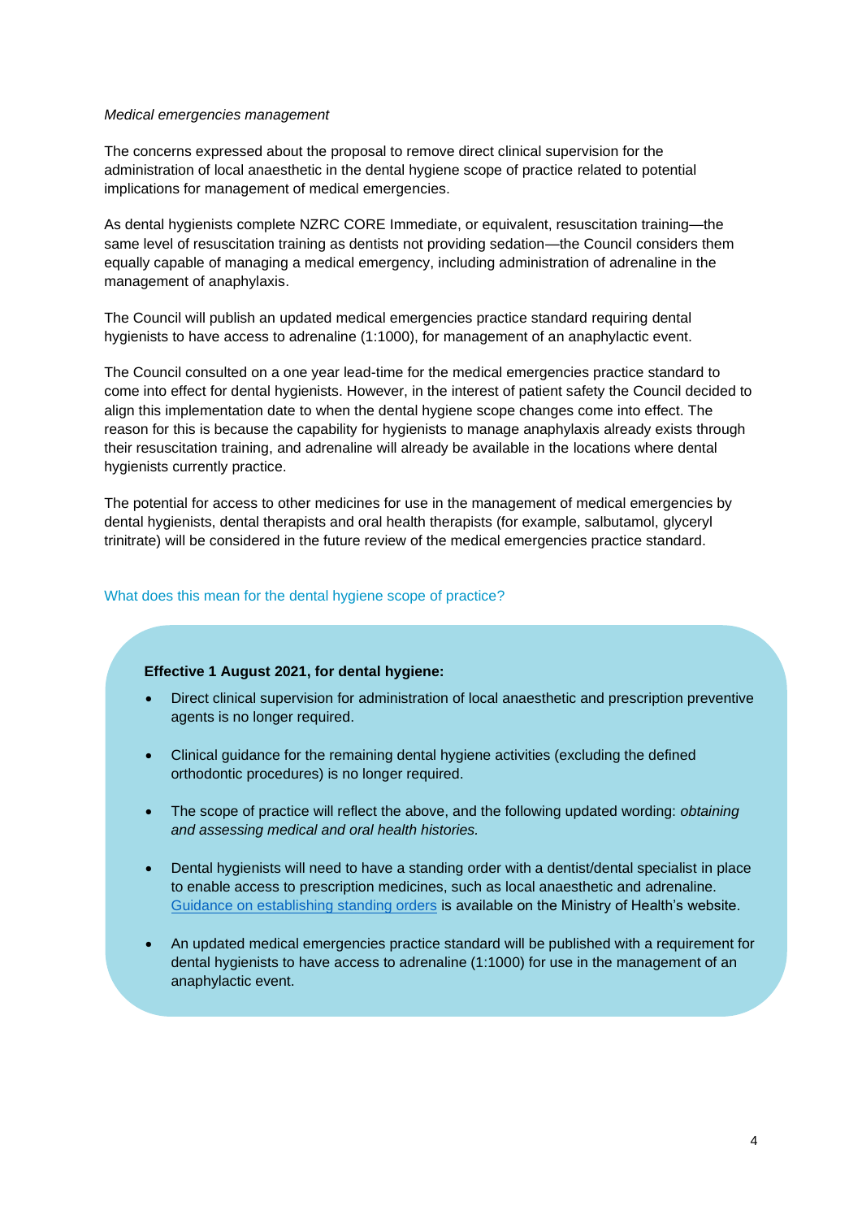*Medical emergencies management*

The concerns expressed about the proposal to remove direct clinical supervision for the administration of local anaesthetic in the dental hygiene scope of practice related to potential implications for management of medical emergencies.

As dental hygienists complete NZRC CORE Immediate, or equivalent, resuscitation training—the same level of resuscitation training as dentists not providing sedation—the Council considers them equally capable of managing a medical emergency, including administration of adrenaline in the management of anaphylaxis.

The Council will publish an updated medical emergencies practice standard requiring dental hygienists to have access to adrenaline (1:1000), for management of an anaphylactic event.

The Council consulted on a one year lead-time for the medical emergencies practice standard to come into effect for dental hygienists. However, in the interest of patient safety the Council decided to align this implementation date to when the dental hygiene scope changes come into effect. The reason for this is because the capability for hygienists to manage anaphylaxis already exists through their resuscitation training, and adrenaline will already be available in the locations where dental hygienists currently practice.

The potential for access to other medicines for use in the management of medical emergencies by dental hygienists, dental therapists and oral health therapists (for example, salbutamol, glyceryl trinitrate) will be considered in the future review of the medical emergencies practice standard.

### What does this mean for the dental hygiene scope of practice?

**Effective 1 August 2021, for dental hygiene:**

- Direct clinical supervision for administration of local anaesthetic and prescription preventive agents is no longer required.
- Clinical guidance for the remaining dental hygiene activities (excluding the defined orthodontic procedures) is no longer required.
- The scope of practice will reflect the above, and the following updated wording: *obtaining and assessing medical and oral health histories.*
- Dental hygienists will need to have a standing order with a dentist/dental specialist in place to enable access to prescription medicines, such as local anaesthetic and adrenaline. [Guidance on establishing standing orders] is available on the Ministry of Health's website.
- An updated medical emergencies practice standard will be published with a requirement for dental hygienists to have access to adrenaline (1:1000) for use in the management of an anaphylactic event.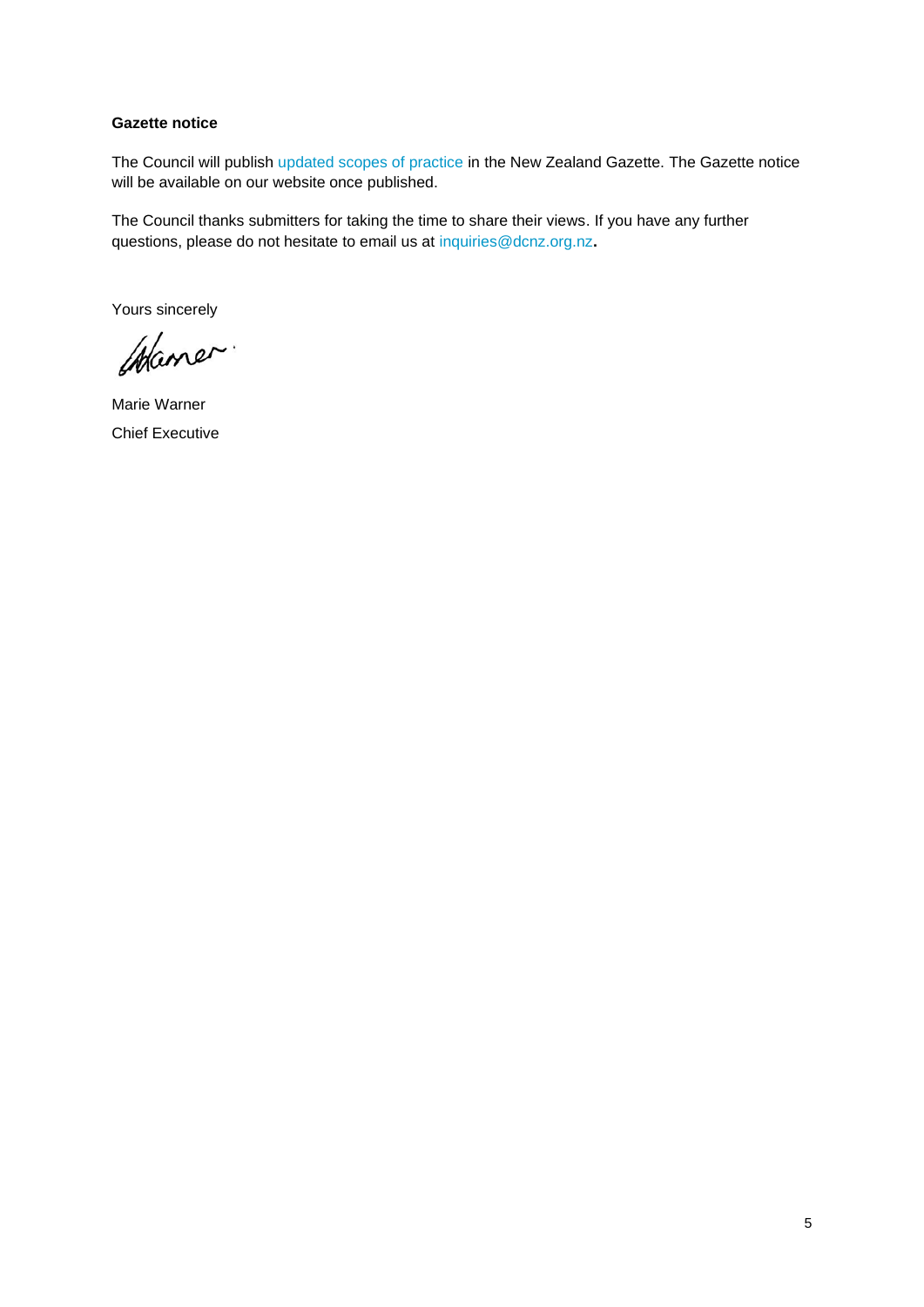**Gazette notice**

The Council will publish updated scopes of practice in the New Zealand Gazette. The Gazette notice will be available on our website once published.

The Council thanks submitters for taking the time to share their views. If you have any further questions, please do not hesitate to email us at inquiries@dcnz.org.nz**.**

Yours sincerely

Marie Warner

Chief Executive